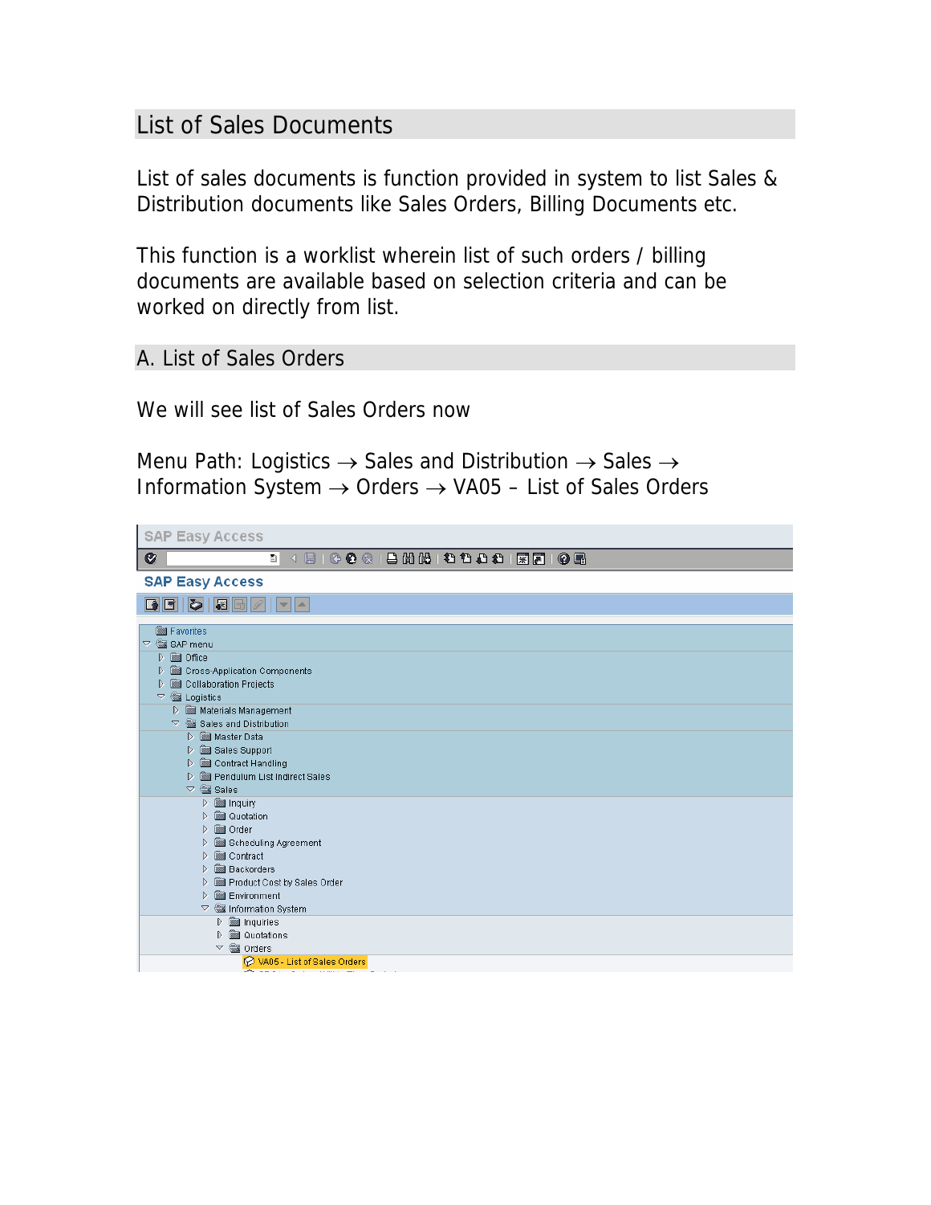## List of Sales Documents

List of sales documents is function provided in system to list Sales & Distribution documents like Sales Orders, Billing Documents etc.

This function is a worklist wherein list of such orders / billing documents are available based on selection criteria and can be worked on directly from list.

### A. List of Sales Orders

We will see list of Sales Orders now

Menu Path: Logistics → Sales and Distribution → Sales → Information System → Orders → VA05 – List of Sales Orders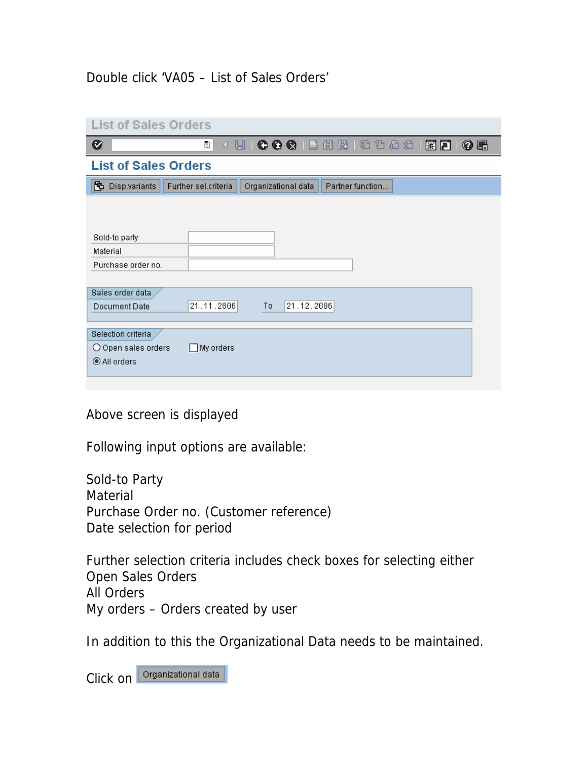Double click 'VA05 – List of Sales Orders'

**List of Sales Orders**

Disp.variants | Further sel.criteria | Organizational data | Partner function...

Sold-to party
Material
Purchase order no.

Sales order data
Document Date 21.11.2006 To 21.12.2006

Selection criteria
Open sales orders
All orders
My orders

Above screen is displayed

Following input options are available:

Sold-to Party
Material
Purchase Order no. (Customer reference)
Date selection for period

Further selection criteria includes check boxes for selecting either
Open Sales Orders
All Orders
My orders – Orders created by user

In addition to this the Organizational Data needs to be maintained.

Click on Organizational data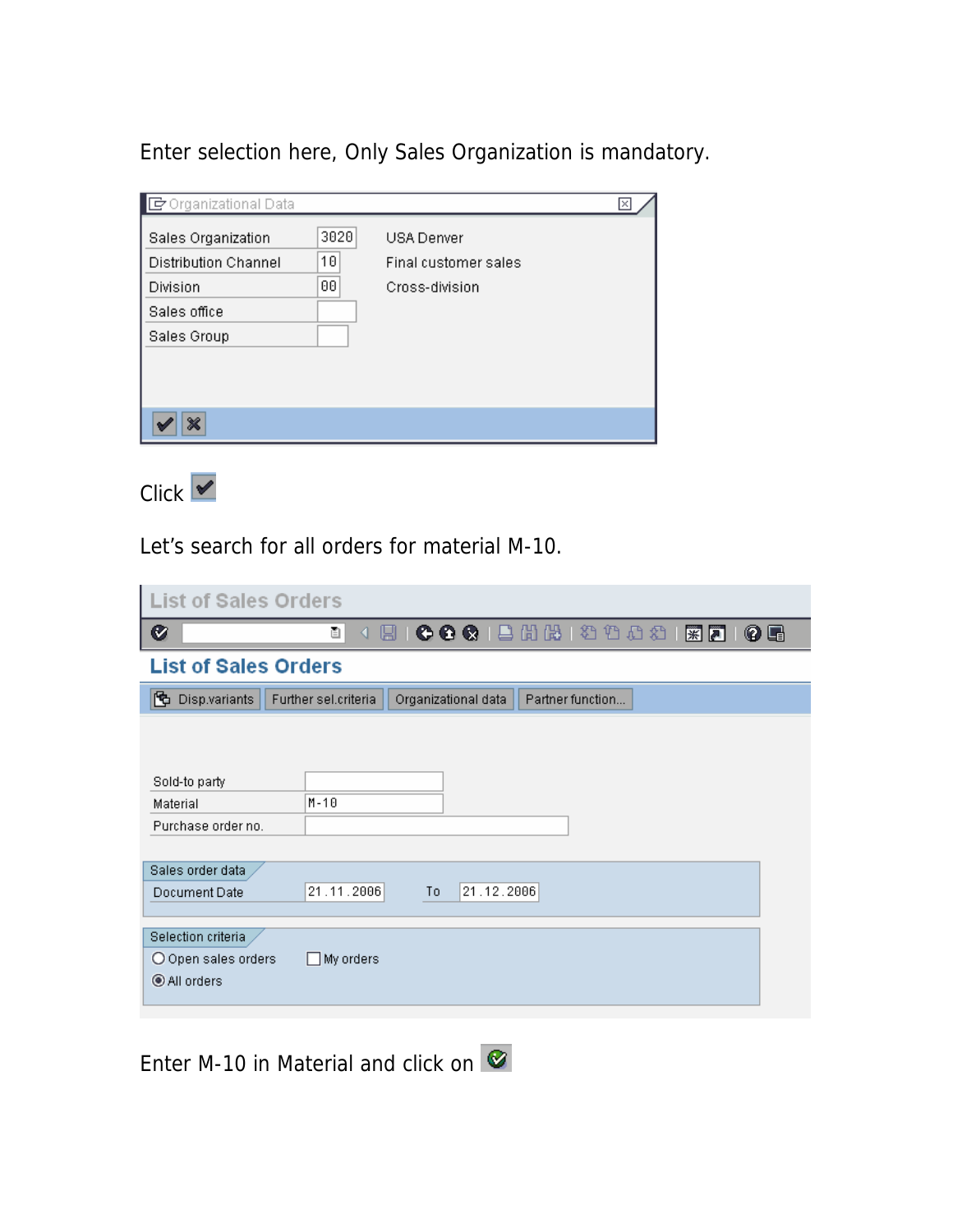Enter selection here, Only Sales Organization is mandatory.

| Organizational Data | | |
|---|---|---|
| Sales Organization | 3020 | USA Denver |
| Distribution Channel | 10 | Final customer sales |
| Division | 00 | Cross-division |
| Sales office | | |
| Sales Group | | |

Click ✔

Let's search for all orders for material M-10.

**List of Sales Orders**

Disp.variants | Further sel.criteria | Organizational data | Partner function...

| Field | Value | | |
|---|---|---|---|
| Sold-to party | | | |
| Material | M-10 | | |
| Purchase order no. | | | |

Sales order data

| Document Date | 21.11.2006 | To | 21.12.2006 |
|---|---|---|---|

Selection criteria

- ○ Open sales orders ☐ My orders
- ◉ All orders

Enter M-10 in Material and click on ✔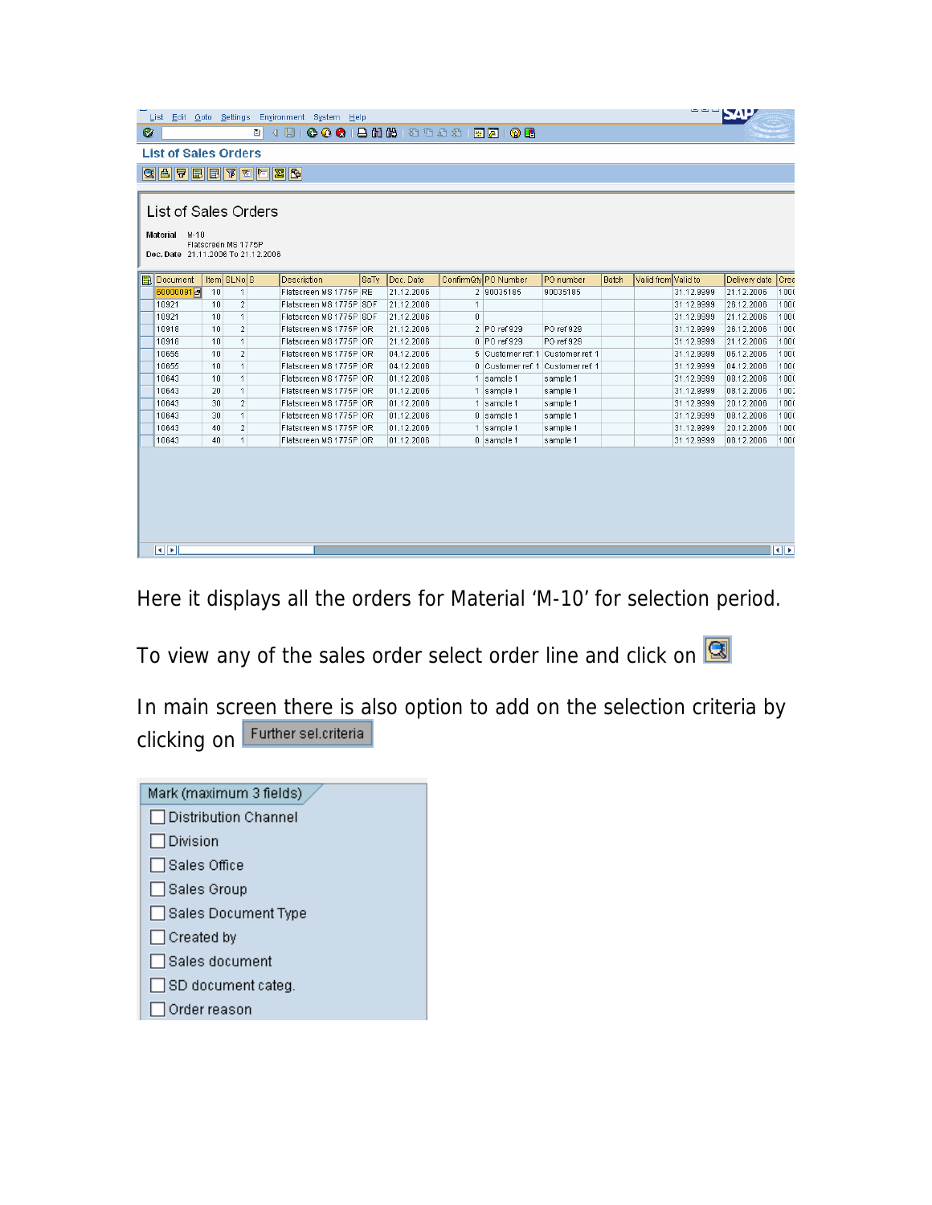List Edit Goto Settings Environment System Help

List of Sales Orders

List of Sales Orders

Material M-10
Flatscreen MS 1775P
Doc. Date 21.11.2006 To 21.12.2006

| Document | Item | SLNo | S | Description | SaTy | Doc. Date | ConfirmQty | PO Number | PO number | Batch | Valid from | Valid to | Delivery date | Crea |
|---|---|---|---|---|---|---|---|---|---|---|---|---|---|---|
| 60000091 | 10 | 1 | | Flatscreen MS 1775P | RE | 21.12.2006 | 2 | 90035185 | 90035185 | | | 31.12.9999 | 21.12.2006 | 1 00 |
| 10921 | 10 | 2 | | Flatscreen MS 1775P | SDF | 21.12.2006 | 1 | | | | | 31.12.9999 | 26.12.2006 | 1 00 |
| 10921 | 10 | 1 | | Flatscreen MS 1775P | SDF | 21.12.2006 | 0 | | | | | 31.12.9999 | 21.12.2006 | 1 00 |
| 10918 | 10 | 2 | | Flatscreen MS 1775P | OR | 21.12.2006 | 2 | PO ref 929 | PO ref 929 | | | 31.12.9999 | 26.12.2006 | 1 00 |
| 10918 | 10 | 1 | | Flatscreen MS 1775P | OR | 21.12.2006 | 0 | PO ref 929 | PO ref 929 | | | 31.12.9999 | 21.12.2006 | 1 00 |
| 10655 | 10 | 2 | | Flatscreen MS 1775P | OR | 04.12.2006 | 5 | Customer ref. 1 | Customer ref 1 | | | 31.12.9999 | 06.12.2006 | 1 00 |
| 10655 | 10 | 1 | | Flatscreen MS 1775P | OR | 04.12.2006 | 0 | Customer ref. 1 | Customer ref 1 | | | 31.12.9999 | 04.12.2006 | 1 00 |
| 10643 | 10 | 1 | | Flatscreen MS 1775P | OR | 01.12.2006 | 1 | sample 1 | sample 1 | | | 31.12.9999 | 08.12.2006 | 1 00 |
| 10643 | 20 | 1 | | Flatscreen MS 1775P | OR | 01.12.2006 | 1 | sample 1 | sample 1 | | | 31.12.9999 | 08.12.2006 | 1 00 |
| 10643 | 30 | 2 | | Flatscreen MS 1775P | OR | 01.12.2006 | 1 | sample 1 | sample 1 | | | 31.12.9999 | 20.12.2006 | 1 00 |
| 10643 | 30 | 1 | | Flatscreen MS 1775P | OR | 01.12.2006 | 0 | sample 1 | sample 1 | | | 31.12.9999 | 08.12.2006 | 1 00 |
| 10643 | 40 | 2 | | Flatscreen MS 1775P | OR | 01.12.2006 | 1 | sample 1 | sample 1 | | | 31.12.9999 | 20.12.2006 | 1 00 |
| 10643 | 40 | 1 | | Flatscreen MS 1775P | OR | 01.12.2006 | 0 | sample 1 | sample 1 | | | 31.12.9999 | 08.12.2006 | 1 00 |

Here it displays all the orders for Material 'M-10' for selection period.

To view any of the sales order select order line and click on

In main screen there is also option to add on the selection criteria by clicking on Further sel.criteria

Mark (maximum 3 fields)

- ☐ Distribution Channel
- ☐ Division
- ☐ Sales Office
- ☐ Sales Group
- ☐ Sales Document Type
- ☐ Created by
- ☐ Sales document
- ☐ SD document categ.
- ☐ Order reason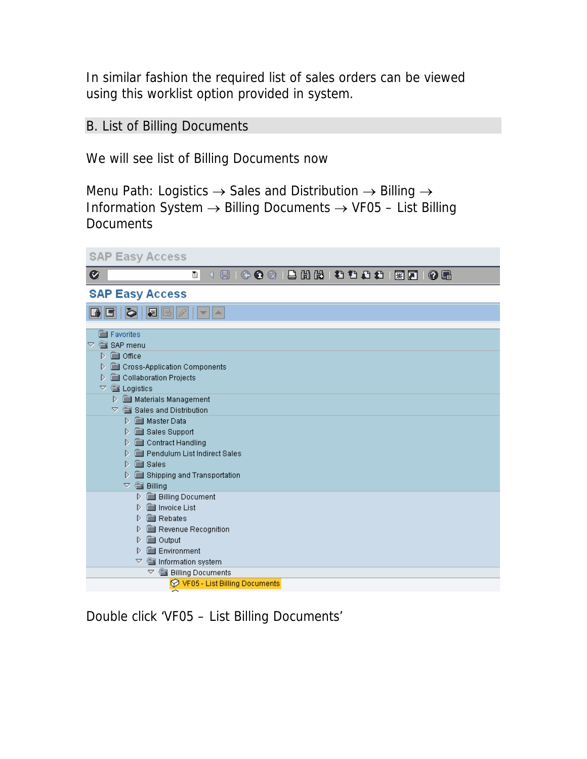In similar fashion the required list of sales orders can be viewed using this worklist option provided in system.

## B. List of Billing Documents

We will see list of Billing Documents now

Menu Path: Logistics → Sales and Distribution → Billing → Information System → Billing Documents → VF05 – List Billing Documents

Double click 'VF05 – List Billing Documents'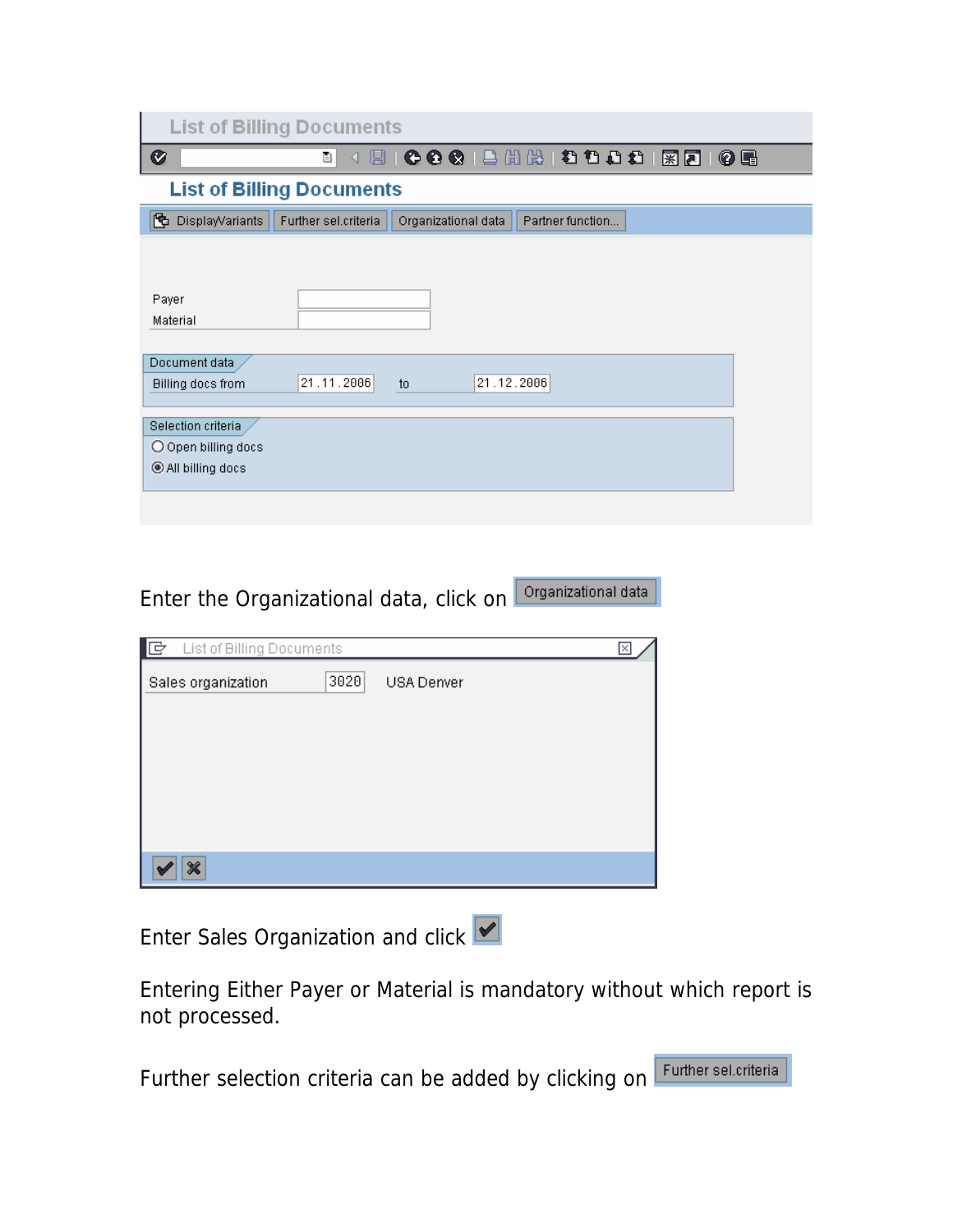Enter the Organizational data, click on Organizational data

Enter Sales Organization and click

Entering Either Payer or Material is mandatory without which report is not processed.

Further selection criteria can be added by clicking on Further sel.criteria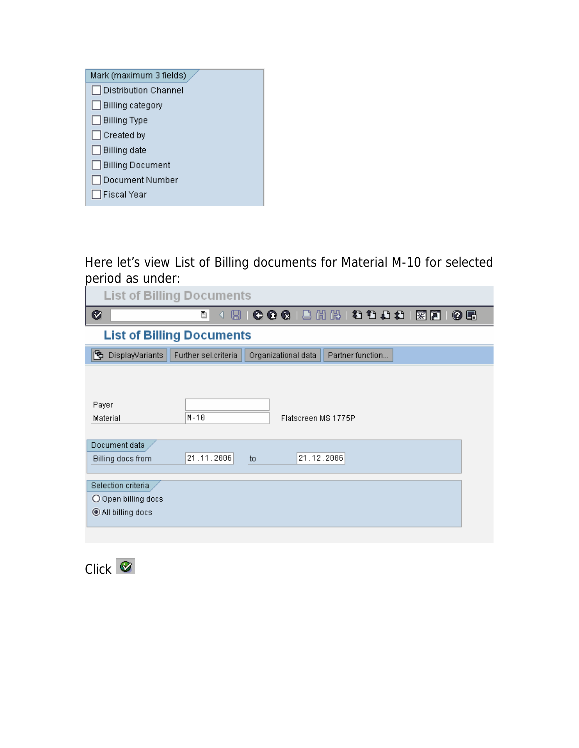Mark (maximum 3 fields)

- [ ] Distribution Channel
- [ ] Billing category
- [ ] Billing Type
- [ ] Created by
- [ ] Billing date
- [ ] Billing Document
- [ ] Document Number
- [ ] Fiscal Year

Here let's view List of Billing documents for Material M-10 for selected period as under:

List of Billing Documents

**List of Billing Documents**

DisplayVariants | Further sel.criteria | Organizational data | Partner function...

Payer

Material M-10 Flatscreen MS 1775P

Document data

Billing docs from 21.11.2006 to 21.12.2006

Selection criteria

- ( ) Open billing docs
- (•) All billing docs

Click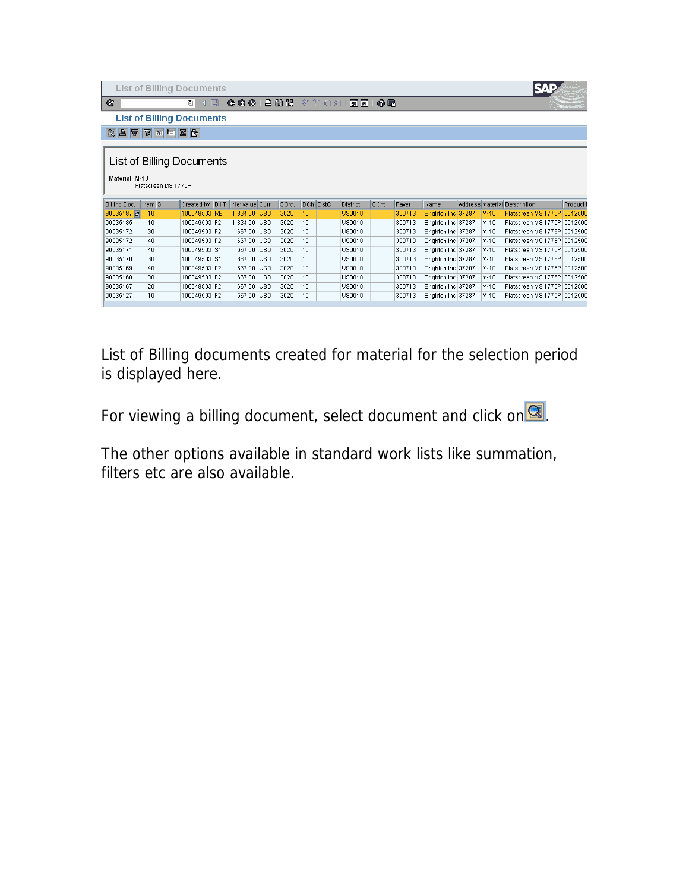List of Billing Documents

List of Billing Documents

List of Billing Documents

Material M-10
Flatscreen MS 1775P

| Billing Doc. | Item | S | Created by | BillT | Net value | Curr. | SOrg. | DChl | DstC | District | CGrp | Payer | Name | Address | Material | Description | Product |
|---|---|---|---|---|---|---|---|---|---|---|---|---|---|---|---|---|---|
| 90035187 | 10 | | 100049503 | RE | 1,334.00 | USD | 3020 | 10 | | US0010 | | 300713 | Brighton Inc | 37287 | M-10 | Flatscreen MS 1775P | 0012500 |
| 90035186 | 10 | | 100049503 | F2 | 1,334.00 | USD | 3020 | 10 | | US0010 | | 300713 | Brighton Inc | 37287 | M-10 | Flatscreen MS 1775P | 0012500 |
| 90035172 | 30 | | 100049503 | F2 | 667.00 | USD | 3020 | 10 | | US0010 | | 300713 | Brighton Inc | 37287 | M-10 | Flatscreen MS 1775P | 0012500 |
| 90035172 | 40 | | 100049503 | F2 | 667.00 | USD | 3020 | 10 | | US0010 | | 300713 | Brighton Inc | 37287 | M-10 | Flatscreen MS 1775P | 0012500 |
| 90035171 | 40 | | 100049503 | S1 | 667.00 | USD | 3020 | 10 | | US0010 | | 300713 | Brighton Inc | 37287 | M-10 | Flatscreen MS 1775P | 0012500 |
| 90035170 | 30 | | 100049503 | S1 | 667.00 | USD | 3020 | 10 | | US0010 | | 300713 | Brighton Inc | 37287 | M-10 | Flatscreen MS 1775P | 0012500 |
| 90035169 | 40 | | 100049503 | F2 | 667.00 | USD | 3020 | 10 | | US0010 | | 300713 | Brighton Inc | 37287 | M-10 | Flatscreen MS 1775P | 0012500 |
| 90035168 | 30 | | 100049503 | F2 | 667.00 | USD | 3020 | 10 | | US0010 | | 300713 | Brighton Inc | 37287 | M-10 | Flatscreen MS 1775P | 0012500 |
| 90035167 | 20 | | 100049503 | F2 | 667.00 | USD | 3020 | 10 | | US0010 | | 300713 | Brighton Inc | 37287 | M-10 | Flatscreen MS 1775P | 0012500 |
| 90035127 | 10 | | 100049503 | F2 | 667.00 | USD | 3020 | 10 | | US0010 | | 300713 | Brighton Inc | 37287 | M-10 | Flatscreen MS 1775P | 0012500 |

List of Billing documents created for material for the selection period is displayed here.

For viewing a billing document, select document and click on .

The other options available in standard work lists like summation, filters etc are also available.